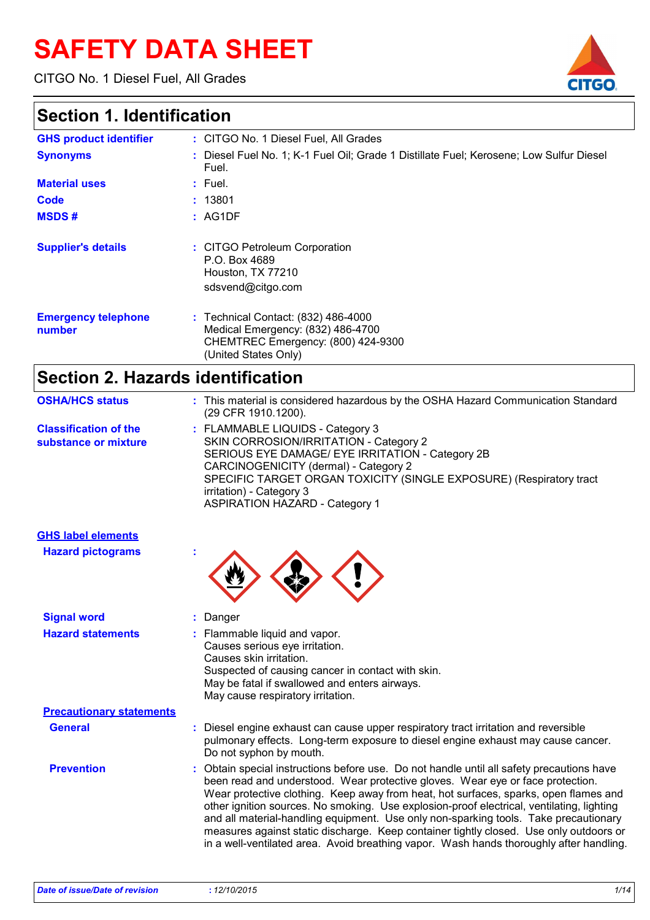# SAFETY DATA SHEET

CITGO No. 1 Diesel Fuel, All Grades

## Section 1. Identification

| | |
|---|---|
| **GHS product identifier** | : CITGO No. 1 Diesel Fuel, All Grades |
| **Synonyms** | : Diesel Fuel No. 1; K-1 Fuel Oil; Grade 1 Distillate Fuel; Kerosene; Low Sulfur Diesel Fuel. |
| **Material uses** | : Fuel. |
| **Code** | : 13801 |
| **MSDS #** | : AG1DF |
| **Supplier's details** | : CITGO Petroleum Corporation<br>P.O. Box 4689<br>Houston, TX 77210<br>sdsvend@citgo.com |
| **Emergency telephone number** | : Technical Contact: (832) 486-4000<br>Medical Emergency: (832) 486-4700<br>CHEMTREC Emergency: (800) 424-9300<br>(United States Only) |

## Section 2. Hazards identification

| | |
|---|---|
| **OSHA/HCS status** | : This material is considered hazardous by the OSHA Hazard Communication Standard (29 CFR 1910.1200). |
| **Classification of the substance or mixture** | : FLAMMABLE LIQUIDS - Category 3<br>SKIN CORROSION/IRRITATION - Category 2<br>SERIOUS EYE DAMAGE/ EYE IRRITATION - Category 2B<br>CARCINOGENICITY (dermal) - Category 2<br>SPECIFIC TARGET ORGAN TOXICITY (SINGLE EXPOSURE) (Respiratory tract irritation) - Category 3<br>ASPIRATION HAZARD - Category 1 |

### GHS label elements

| | |
|---|---|
| **Hazard pictograms** | : |
| **Signal word** | : Danger |
| **Hazard statements** | : Flammable liquid and vapor.<br>Causes serious eye irritation.<br>Causes skin irritation.<br>Suspected of causing cancer in contact with skin.<br>May be fatal if swallowed and enters airways.<br>May cause respiratory irritation. |

### Precautionary statements

| | |
|---|---|
| **General** | : Diesel engine exhaust can cause upper respiratory tract irritation and reversible pulmonary effects. Long-term exposure to diesel engine exhaust may cause cancer. Do not syphon by mouth. |
| **Prevention** | : Obtain special instructions before use. Do not handle until all safety precautions have been read and understood. Wear protective gloves. Wear eye or face protection. Wear protective clothing. Keep away from heat, hot surfaces, sparks, open flames and other ignition sources. No smoking. Use explosion-proof electrical, ventilating, lighting and all material-handling equipment. Use only non-sparking tools. Take precautionary measures against static discharge. Keep container tightly closed. Use only outdoors or in a well-ventilated area. Avoid breathing vapor. Wash hands thoroughly after handling. |

*Date of issue/Date of revision : 12/10/2015*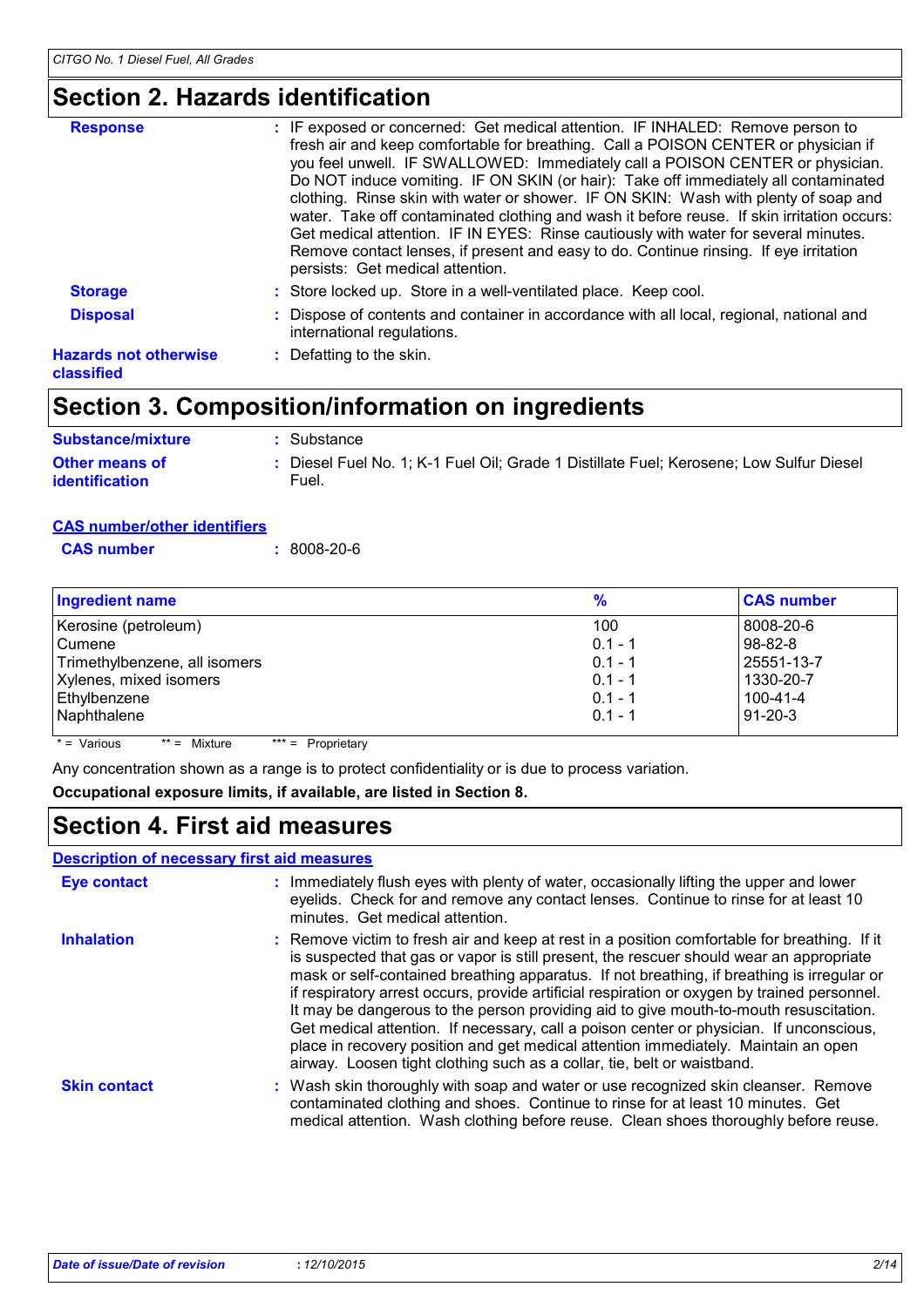## Section 2. Hazards identification

**Response** : IF exposed or concerned: Get medical attention. IF INHALED: Remove person to fresh air and keep comfortable for breathing. Call a POISON CENTER or physician if you feel unwell. IF SWALLOWED: Immediately call a POISON CENTER or physician. Do NOT induce vomiting. IF ON SKIN (or hair): Take off immediately all contaminated clothing. Rinse skin with water or shower. IF ON SKIN: Wash with plenty of soap and water. Take off contaminated clothing and wash it before reuse. If skin irritation occurs: Get medical attention. IF IN EYES: Rinse cautiously with water for several minutes. Remove contact lenses, if present and easy to do. Continue rinsing. If eye irritation persists: Get medical attention.

**Storage** : Store locked up. Store in a well-ventilated place. Keep cool.

**Disposal** : Dispose of contents and container in accordance with all local, regional, national and international regulations.

**Hazards not otherwise classified** : Defatting to the skin.

## Section 3. Composition/information on ingredients

**Substance/mixture** : Substance

**Other means of identification** : Diesel Fuel No. 1; K-1 Fuel Oil; Grade 1 Distillate Fuel; Kerosene; Low Sulfur Diesel Fuel.

**CAS number/other identifiers**

**CAS number** : 8008-20-6

| Ingredient name | % | CAS number |
|---|---|---|
| Kerosine (petroleum) | 100 | 8008-20-6 |
| Cumene | 0.1 - 1 | 98-82-8 |
| Trimethylbenzene, all isomers | 0.1 - 1 | 25551-13-7 |
| Xylenes, mixed isomers | 0.1 - 1 | 1330-20-7 |
| Ethylbenzene | 0.1 - 1 | 100-41-4 |
| Naphthalene | 0.1 - 1 | 91-20-3 |

* = Various ** = Mixture *** = Proprietary

Any concentration shown as a range is to protect confidentiality or is due to process variation.

**Occupational exposure limits, if available, are listed in Section 8.**

## Section 4. First aid measures

**Description of necessary first aid measures**

**Eye contact** : Immediately flush eyes with plenty of water, occasionally lifting the upper and lower eyelids. Check for and remove any contact lenses. Continue to rinse for at least 10 minutes. Get medical attention.

**Inhalation** : Remove victim to fresh air and keep at rest in a position comfortable for breathing. If it is suspected that gas or vapor is still present, the rescuer should wear an appropriate mask or self-contained breathing apparatus. If not breathing, if breathing is irregular or if respiratory arrest occurs, provide artificial respiration or oxygen by trained personnel. It may be dangerous to the person providing aid to give mouth-to-mouth resuscitation. Get medical attention. If necessary, call a poison center or physician. If unconscious, place in recovery position and get medical attention immediately. Maintain an open airway. Loosen tight clothing such as a collar, tie, belt or waistband.

**Skin contact** : Wash skin thoroughly with soap and water or use recognized skin cleanser. Remove contaminated clothing and shoes. Continue to rinse for at least 10 minutes. Get medical attention. Wash clothing before reuse. Clean shoes thoroughly before reuse.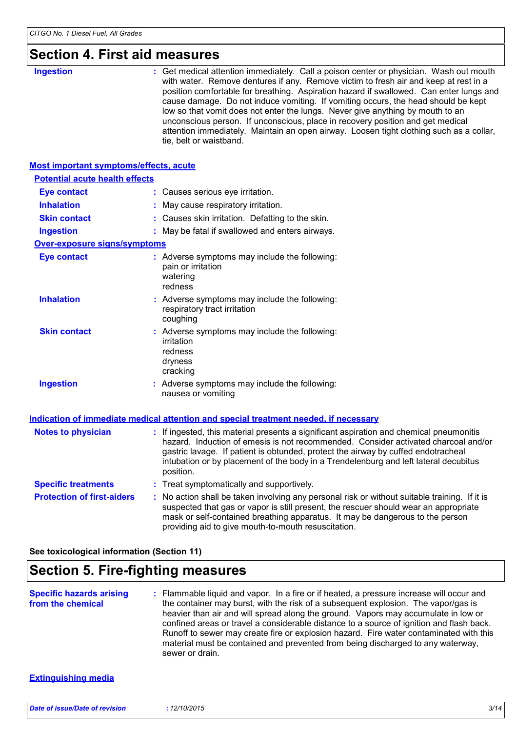## Section 4. First aid measures

**Ingestion** : Get medical attention immediately. Call a poison center or physician. Wash out mouth with water. Remove dentures if any. Remove victim to fresh air and keep at rest in a position comfortable for breathing. Aspiration hazard if swallowed. Can enter lungs and cause damage. Do not induce vomiting. If vomiting occurs, the head should be kept low so that vomit does not enter the lungs. Never give anything by mouth to an unconscious person. If unconscious, place in recovery position and get medical attention immediately. Maintain an open airway. Loosen tight clothing such as a collar, tie, belt or waistband.

### Most important symptoms/effects, acute

#### Potential acute health effects

**Eye contact** : Causes serious eye irritation.

**Inhalation** : May cause respiratory irritation.

**Skin contact** : Causes skin irritation. Defatting to the skin.

**Ingestion** : May be fatal if swallowed and enters airways.

#### Over-exposure signs/symptoms

**Eye contact** : Adverse symptoms may include the following:
pain or irritation
watering
redness

**Inhalation** : Adverse symptoms may include the following:
respiratory tract irritation
coughing

**Skin contact** : Adverse symptoms may include the following:
irritation
redness
dryness
cracking

**Ingestion** : Adverse symptoms may include the following:
nausea or vomiting

### Indication of immediate medical attention and special treatment needed, if necessary

**Notes to physician** : If ingested, this material presents a significant aspiration and chemical pneumonitis hazard. Induction of emesis is not recommended. Consider activated charcoal and/or gastric lavage. If patient is obtunded, protect the airway by cuffed endotracheal intubation or by placement of the body in a Trendelenburg and left lateral decubitus position.

**Specific treatments** : Treat symptomatically and supportively.

**Protection of first-aiders** : No action shall be taken involving any personal risk or without suitable training. If it is suspected that gas or vapor is still present, the rescuer should wear an appropriate mask or self-contained breathing apparatus. It may be dangerous to the person providing aid to give mouth-to-mouth resuscitation.

**See toxicological information (Section 11)**

## Section 5. Fire-fighting measures

**Specific hazards arising from the chemical** : Flammable liquid and vapor. In a fire or if heated, a pressure increase will occur and the container may burst, with the risk of a subsequent explosion. The vapor/gas is heavier than air and will spread along the ground. Vapors may accumulate in low or confined areas or travel a considerable distance to a source of ignition and flash back. Runoff to sewer may create fire or explosion hazard. Fire water contaminated with this material must be contained and prevented from being discharged to any waterway, sewer or drain.

### Extinguishing media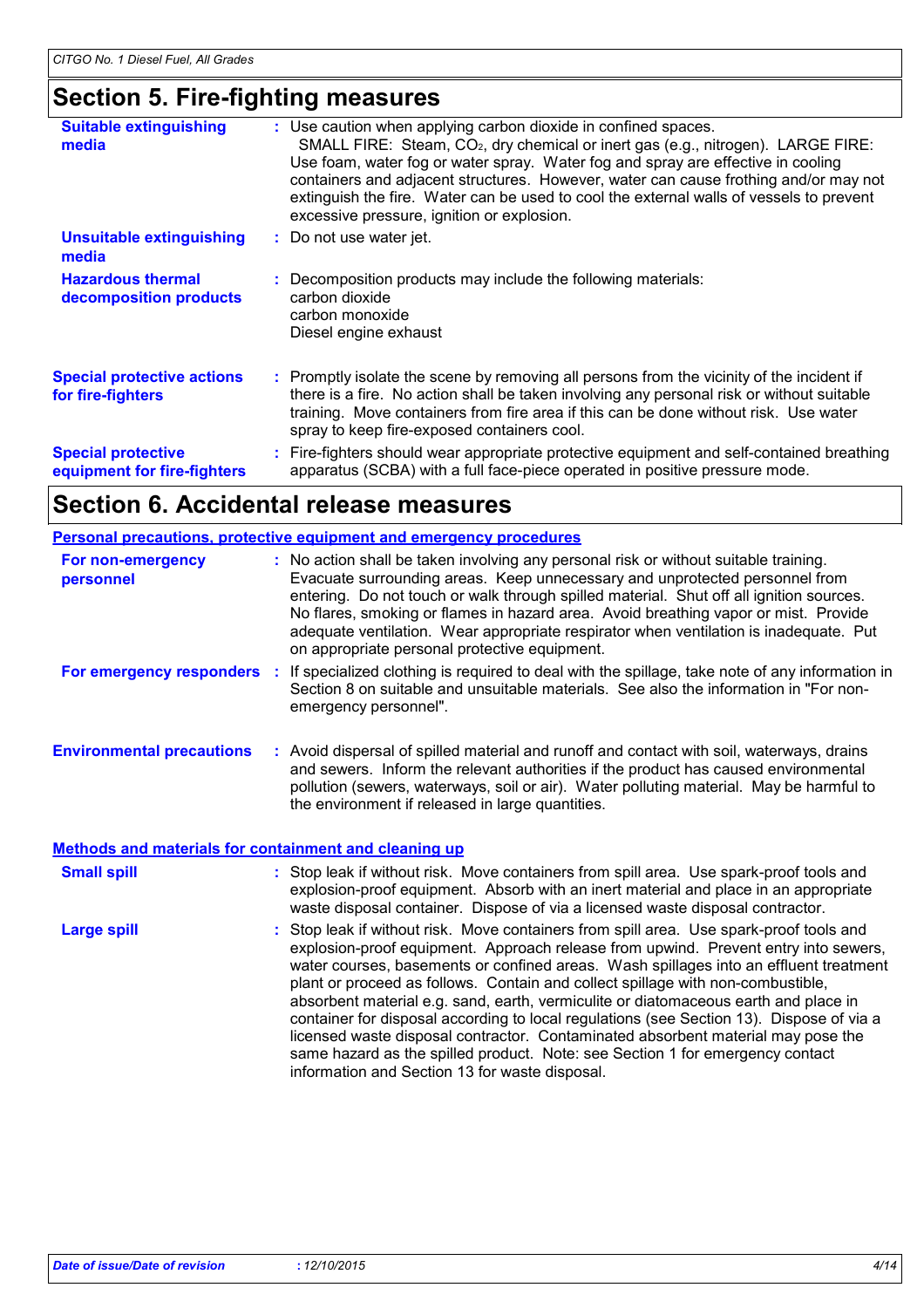## Section 5. Fire-fighting measures

**Suitable extinguishing media** : Use caution when applying carbon dioxide in confined spaces. SMALL FIRE: Steam, $CO_2$, dry chemical or inert gas (e.g., nitrogen). LARGE FIRE: Use foam, water fog or water spray. Water fog and spray are effective in cooling containers and adjacent structures. However, water can cause frothing and/or may not extinguish the fire. Water can be used to cool the external walls of vessels to prevent excessive pressure, ignition or explosion.

**Unsuitable extinguishing media** : Do not use water jet.

**Hazardous thermal decomposition products** : Decomposition products may include the following materials:
carbon dioxide
carbon monoxide
Diesel engine exhaust

**Special protective actions for fire-fighters** : Promptly isolate the scene by removing all persons from the vicinity of the incident if there is a fire. No action shall be taken involving any personal risk or without suitable training. Move containers from fire area if this can be done without risk. Use water spray to keep fire-exposed containers cool.

**Special protective equipment for fire-fighters** : Fire-fighters should wear appropriate protective equipment and self-contained breathing apparatus (SCBA) with a full face-piece operated in positive pressure mode.

## Section 6. Accidental release measures

### Personal precautions, protective equipment and emergency procedures

**For non-emergency personnel** : No action shall be taken involving any personal risk or without suitable training. Evacuate surrounding areas. Keep unnecessary and unprotected personnel from entering. Do not touch or walk through spilled material. Shut off all ignition sources. No flares, smoking or flames in hazard area. Avoid breathing vapor or mist. Provide adequate ventilation. Wear appropriate respirator when ventilation is inadequate. Put on appropriate personal protective equipment.

**For emergency responders** : If specialized clothing is required to deal with the spillage, take note of any information in Section 8 on suitable and unsuitable materials. See also the information in "For non-emergency personnel".

**Environmental precautions** : Avoid dispersal of spilled material and runoff and contact with soil, waterways, drains and sewers. Inform the relevant authorities if the product has caused environmental pollution (sewers, waterways, soil or air). Water polluting material. May be harmful to the environment if released in large quantities.

### Methods and materials for containment and cleaning up

**Small spill** : Stop leak if without risk. Move containers from spill area. Use spark-proof tools and explosion-proof equipment. Absorb with an inert material and place in an appropriate waste disposal container. Dispose of via a licensed waste disposal contractor.

**Large spill** : Stop leak if without risk. Move containers from spill area. Use spark-proof tools and explosion-proof equipment. Approach release from upwind. Prevent entry into sewers, water courses, basements or confined areas. Wash spillages into an effluent treatment plant or proceed as follows. Contain and collect spillage with non-combustible, absorbent material e.g. sand, earth, vermiculite or diatomaceous earth and place in container for disposal according to local regulations (see Section 13). Dispose of via a licensed waste disposal contractor. Contaminated absorbent material may pose the same hazard as the spilled product. Note: see Section 1 for emergency contact information and Section 13 for waste disposal.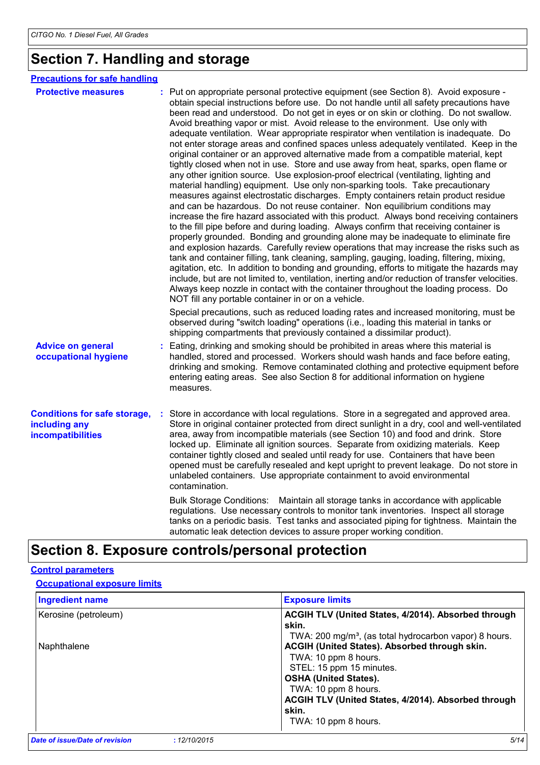# Section 7. Handling and storage

## Precautions for safe handling

**Protective measures** : Put on appropriate personal protective equipment (see Section 8). Avoid exposure - obtain special instructions before use. Do not handle until all safety precautions have been read and understood. Do not get in eyes or on skin or clothing. Do not swallow. Avoid breathing vapor or mist. Avoid release to the environment. Use only with adequate ventilation. Wear appropriate respirator when ventilation is inadequate. Do not enter storage areas and confined spaces unless adequately ventilated. Keep in the original container or an approved alternative made from a compatible material, kept tightly closed when not in use. Store and use away from heat, sparks, open flame or any other ignition source. Use explosion-proof electrical (ventilating, lighting and material handling) equipment. Use only non-sparking tools. Take precautionary measures against electrostatic discharges. Empty containers retain product residue and can be hazardous. Do not reuse container. Non equilibrium conditions may increase the fire hazard associated with this product. Always bond receiving containers to the fill pipe before and during loading. Always confirm that receiving container is properly grounded. Bonding and grounding alone may be inadequate to eliminate fire and explosion hazards. Carefully review operations that may increase the risks such as tank and container filling, tank cleaning, sampling, gauging, loading, filtering, mixing, agitation, etc. In addition to bonding and grounding, efforts to mitigate the hazards may include, but are not limited to, ventilation, inerting and/or reduction of transfer velocities. Always keep nozzle in contact with the container throughout the loading process. Do NOT fill any portable container in or on a vehicle.

Special precautions, such as reduced loading rates and increased monitoring, must be observed during "switch loading" operations (i.e., loading this material in tanks or shipping compartments that previously contained a dissimilar product).

**Advice on general occupational hygiene** : Eating, drinking and smoking should be prohibited in areas where this material is handled, stored and processed. Workers should wash hands and face before eating, drinking and smoking. Remove contaminated clothing and protective equipment before entering eating areas. See also Section 8 for additional information on hygiene measures.

**Conditions for safe storage, including any incompatibilities** : Store in accordance with local regulations. Store in a segregated and approved area. Store in original container protected from direct sunlight in a dry, cool and well-ventilated area, away from incompatible materials (see Section 10) and food and drink. Store locked up. Eliminate all ignition sources. Separate from oxidizing materials. Keep container tightly closed and sealed until ready for use. Containers that have been opened must be carefully resealed and kept upright to prevent leakage. Do not store in unlabeled containers. Use appropriate containment to avoid environmental contamination.

Bulk Storage Conditions: Maintain all storage tanks in accordance with applicable regulations. Use necessary controls to monitor tank inventories. Inspect all storage tanks on a periodic basis. Test tanks and associated piping for tightness. Maintain the automatic leak detection devices to assure proper working condition.

# Section 8. Exposure controls/personal protection

## Control parameters

### Occupational exposure limits

| Ingredient name | Exposure limits |
|---|---|
| Kerosine (petroleum) | **ACGIH TLV (United States, 4/2014). Absorbed through skin.**<br>TWA: 200 mg/m³, (as total hydrocarbon vapor) 8 hours. |
| Naphthalene | **ACGIH (United States). Absorbed through skin.**<br>TWA: 10 ppm 8 hours.<br>STEL: 15 ppm 15 minutes.<br>**OSHA (United States).**<br>TWA: 10 ppm 8 hours.<br>**ACGIH TLV (United States, 4/2014). Absorbed through skin.**<br>TWA: 10 ppm 8 hours. |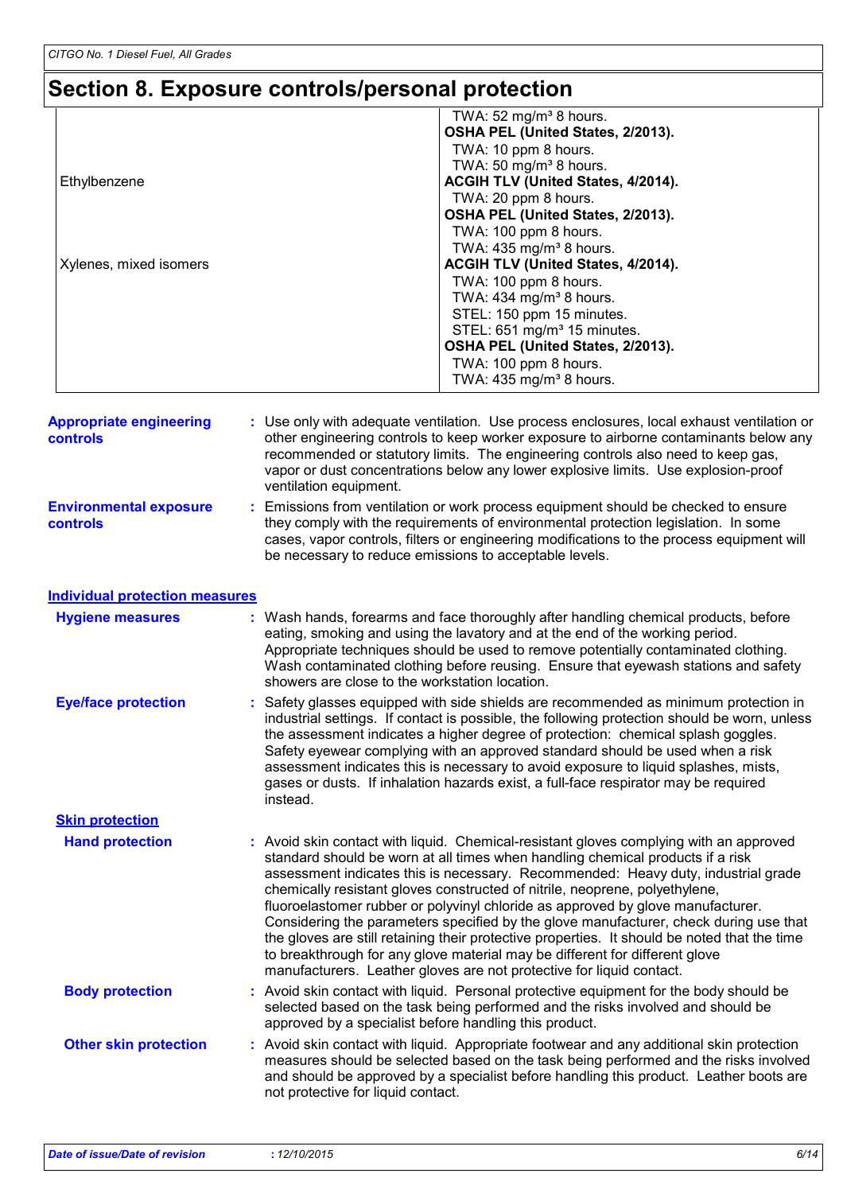# Section 8. Exposure controls/personal protection

| Ingredient name | Exposure limits |
| --- | --- |
| | TWA: 52 mg/m³ 8 hours. |
| | **OSHA PEL (United States, 2/2013).** |
| | TWA: 10 ppm 8 hours. |
| | TWA: 50 mg/m³ 8 hours. |
| Ethylbenzene | **ACGIH TLV (United States, 4/2014).** |
| | TWA: 20 ppm 8 hours. |
| | **OSHA PEL (United States, 2/2013).** |
| | TWA: 100 ppm 8 hours. |
| | TWA: 435 mg/m³ 8 hours. |
| Xylenes, mixed isomers | **ACGIH TLV (United States, 4/2014).** |
| | TWA: 100 ppm 8 hours. |
| | TWA: 434 mg/m³ 8 hours. |
| | STEL: 150 ppm 15 minutes. |
| | STEL: 651 mg/m³ 15 minutes. |
| | **OSHA PEL (United States, 2/2013).** |
| | TWA: 100 ppm 8 hours. |
| | TWA: 435 mg/m³ 8 hours. |

**Appropriate engineering controls** : Use only with adequate ventilation. Use process enclosures, local exhaust ventilation or other engineering controls to keep worker exposure to airborne contaminants below any recommended or statutory limits. The engineering controls also need to keep gas, vapor or dust concentrations below any lower explosive limits. Use explosion-proof ventilation equipment.

**Environmental exposure controls** : Emissions from ventilation or work process equipment should be checked to ensure they comply with the requirements of environmental protection legislation. In some cases, vapor controls, filters or engineering modifications to the process equipment will be necessary to reduce emissions to acceptable levels.

## Individual protection measures

**Hygiene measures** : Wash hands, forearms and face thoroughly after handling chemical products, before eating, smoking and using the lavatory and at the end of the working period. Appropriate techniques should be used to remove potentially contaminated clothing. Wash contaminated clothing before reusing. Ensure that eyewash stations and safety showers are close to the workstation location.

**Eye/face protection** : Safety glasses equipped with side shields are recommended as minimum protection in industrial settings. If contact is possible, the following protection should be worn, unless the assessment indicates a higher degree of protection: chemical splash goggles. Safety eyewear complying with an approved standard should be used when a risk assessment indicates this is necessary to avoid exposure to liquid splashes, mists, gases or dusts. If inhalation hazards exist, a full-face respirator may be required instead.

### Skin protection

**Hand protection** : Avoid skin contact with liquid. Chemical-resistant gloves complying with an approved standard should be worn at all times when handling chemical products if a risk assessment indicates this is necessary. Recommended: Heavy duty, industrial grade chemically resistant gloves constructed of nitrile, neoprene, polyethylene, fluoroelastomer rubber or polyvinyl chloride as approved by glove manufacturer. Considering the parameters specified by the glove manufacturer, check during use that the gloves are still retaining their protective properties. It should be noted that the time to breakthrough for any glove material may be different for different glove manufacturers. Leather gloves are not protective for liquid contact.

**Body protection** : Avoid skin contact with liquid. Personal protective equipment for the body should be selected based on the task being performed and the risks involved and should be approved by a specialist before handling this product.

**Other skin protection** : Avoid skin contact with liquid. Appropriate footwear and any additional skin protection measures should be selected based on the task being performed and the risks involved and should be approved by a specialist before handling this product. Leather boots are not protective for liquid contact.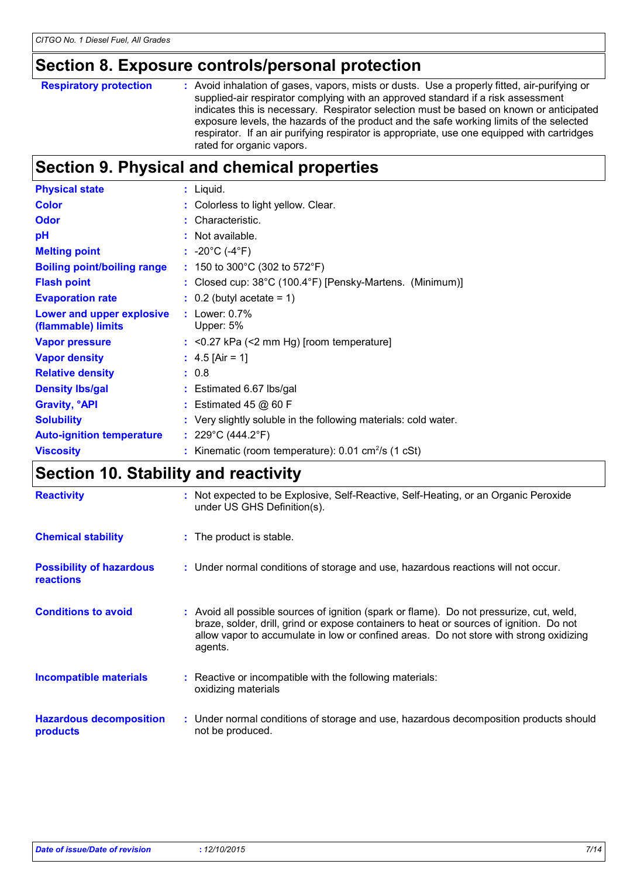## Section 8. Exposure controls/personal protection

| | |
|---|---|
| **Respiratory protection** | : Avoid inhalation of gases, vapors, mists or dusts. Use a properly fitted, air-purifying or supplied-air respirator complying with an approved standard if a risk assessment indicates this is necessary. Respirator selection must be based on known or anticipated exposure levels, the hazards of the product and the safe working limits of the selected respirator. If an air purifying respirator is appropriate, use one equipped with cartridges rated for organic vapors. |

## Section 9. Physical and chemical properties

| | |
|---|---|
| **Physical state** | : Liquid. |
| **Color** | : Colorless to light yellow. Clear. |
| **Odor** | : Characteristic. |
| **pH** | : Not available. |
| **Melting point** | : -20°C (-4°F) |
| **Boiling point/boiling range** | : 150 to 300°C (302 to 572°F) |
| **Flash point** | : Closed cup: 38°C (100.4°F) [Pensky-Martens. (Minimum)] |
| **Evaporation rate** | : 0.2 (butyl acetate = 1) |
| **Lower and upper explosive (flammable) limits** | : Lower: 0.7%<br>Upper: 5% |
| **Vapor pressure** | : <0.27 kPa (<2 mm Hg) [room temperature] |
| **Vapor density** | : 4.5 [Air = 1] |
| **Relative density** | : 0.8 |
| **Density lbs/gal** | : Estimated 6.67 lbs/gal |
| **Gravity, °API** | : Estimated 45 @ 60 F |
| **Solubility** | : Very slightly soluble in the following materials: cold water. |
| **Auto-ignition temperature** | : 229°C (444.2°F) |
| **Viscosity** | : Kinematic (room temperature): 0.01 $cm^2/s$ (1 cSt) |

## Section 10. Stability and reactivity

| | |
|---|---|
| **Reactivity** | : Not expected to be Explosive, Self-Reactive, Self-Heating, or an Organic Peroxide under US GHS Definition(s). |
| **Chemical stability** | : The product is stable. |
| **Possibility of hazardous reactions** | : Under normal conditions of storage and use, hazardous reactions will not occur. |
| **Conditions to avoid** | : Avoid all possible sources of ignition (spark or flame). Do not pressurize, cut, weld, braze, solder, drill, grind or expose containers to heat or sources of ignition. Do not allow vapor to accumulate in low or confined areas. Do not store with strong oxidizing agents. |
| **Incompatible materials** | : Reactive or incompatible with the following materials:<br>oxidizing materials |
| **Hazardous decomposition products** | : Under normal conditions of storage and use, hazardous decomposition products should not be produced. |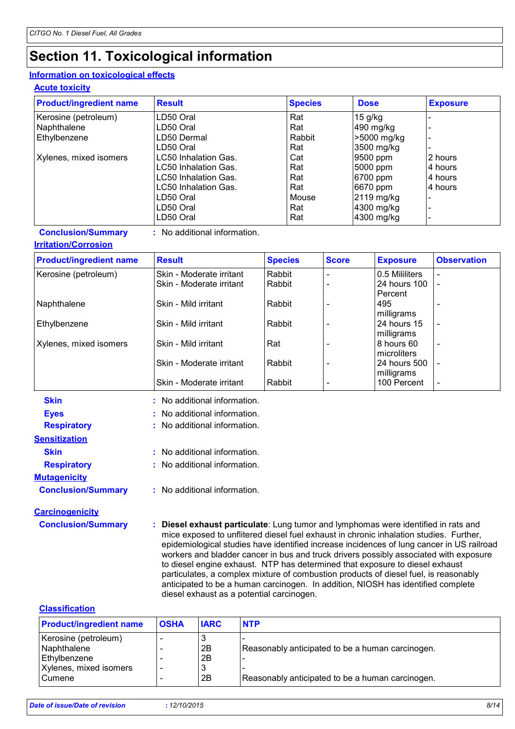# Section 11. Toxicological information

## Information on toxicological effects

### Acute toxicity

| Product/ingredient name | Result | Species | Dose | Exposure |
|---|---|---|---|---|
| Kerosine (petroleum) | LD50 Oral | Rat | 15 g/kg | - |
| Naphthalene | LD50 Oral | Rat | 490 mg/kg | - |
| Ethylbenzene | LD50 Dermal | Rabbit | >5000 mg/kg | - |
| | LD50 Oral | Rat | 3500 mg/kg | - |
| Xylenes, mixed isomers | LC50 Inhalation Gas. | Cat | 9500 ppm | 2 hours |
| | LC50 Inhalation Gas. | Rat | 5000 ppm | 4 hours |
| | LC50 Inhalation Gas. | Rat | 6700 ppm | 4 hours |
| | LC50 Inhalation Gas. | Rat | 6670 ppm | 4 hours |
| | LD50 Oral | Mouse | 2119 mg/kg | - |
| | LD50 Oral | Rat | 4300 mg/kg | - |
| | LD50 Oral | Rat | 4300 mg/kg | - |

**Conclusion/Summary** : No additional information.

### Irritation/Corrosion

| Product/ingredient name | Result | Species | Score | Exposure | Observation |
|---|---|---|---|---|---|
| Kerosine (petroleum) | Skin - Moderate irritant | Rabbit | - | 0.5 Mililiters | - |
| | Skin - Moderate irritant | Rabbit | - | 24 hours 100 Percent | - |
| Naphthalene | Skin - Mild irritant | Rabbit | - | 495 milligrams | - |
| Ethylbenzene | Skin - Mild irritant | Rabbit | - | 24 hours 15 milligrams | - |
| Xylenes, mixed isomers | Skin - Mild irritant | Rat | - | 8 hours 60 microliters | - |
| | Skin - Moderate irritant | Rabbit | - | 24 hours 500 milligrams | - |
| | Skin - Moderate irritant | Rabbit | - | 100 Percent | - |

**Skin** : No additional information.

**Eyes** : No additional information.

**Respiratory** : No additional information.

### Sensitization

**Skin** : No additional information.

**Respiratory** : No additional information.

### Mutagenicity

**Conclusion/Summary** : No additional information.

### Carcinogenicity

**Conclusion/Summary** : **Diesel exhaust particulate**: Lung tumor and lymphomas were identified in rats and mice exposed to unflitered diesel fuel exhaust in chronic inhalation studies. Further, epidemiological studies have identified increase incidences of lung cancer in US railroad workers and bladder cancer in bus and truck drivers possibly associated with exposure to diesel engine exhaust. NTP has determined that exposure to diesel exhaust particulates, a complex mixture of combustion products of diesel fuel, is reasonably anticipated to be a human carcinogen. In addition, NIOSH has identified complete diesel exhaust as a potential carcinogen.

### Classification

| Product/ingredient name | OSHA | IARC | NTP |
|---|---|---|---|
| Kerosine (petroleum) | - | 3 | - |
| Naphthalene | - | 2B | Reasonably anticipated to be a human carcinogen. |
| Ethylbenzene | - | 2B | - |
| Xylenes, mixed isomers | - | 3 | - |
| Cumene | - | 2B | Reasonably anticipated to be a human carcinogen. |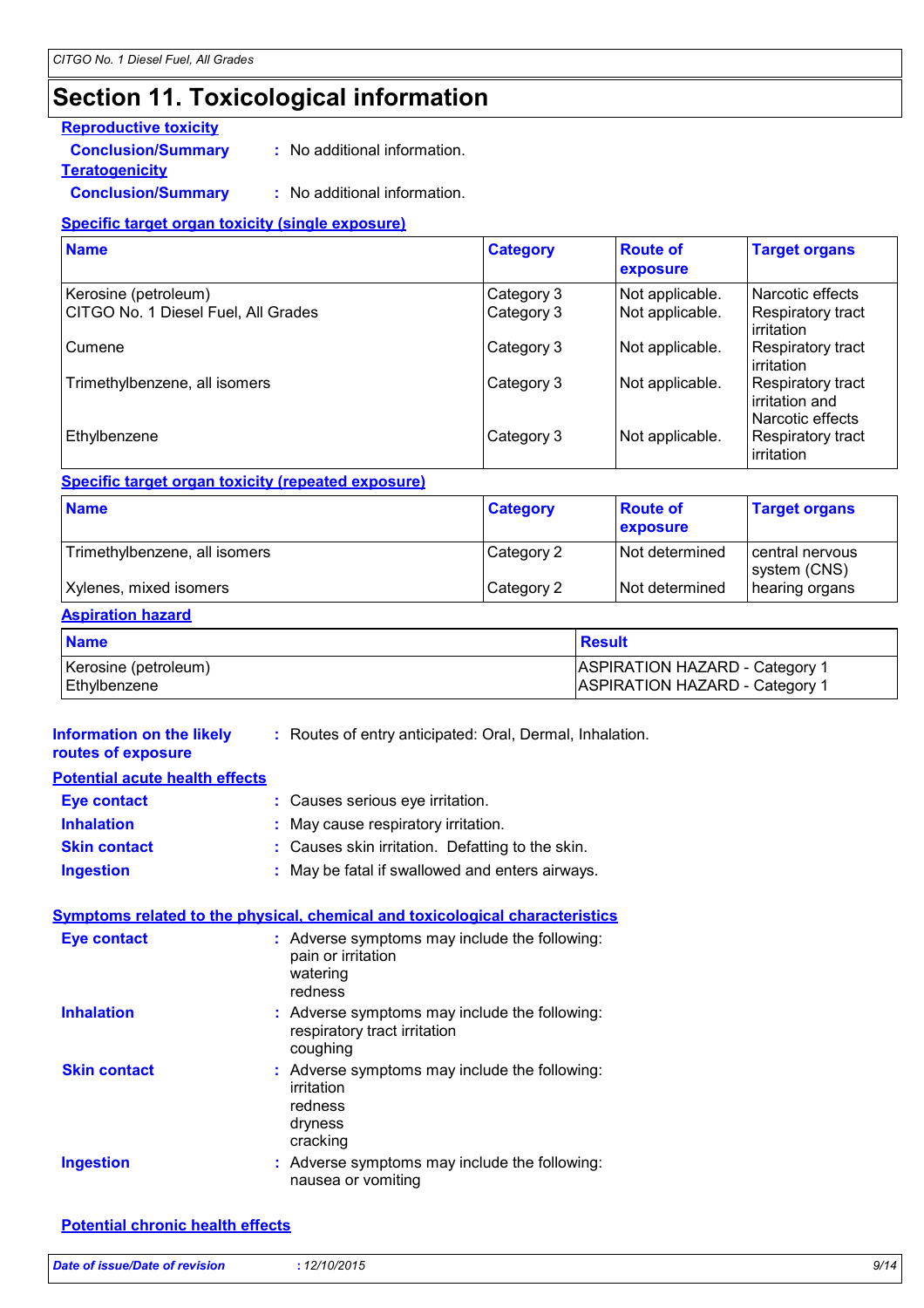# Section 11. Toxicological information

**Reproductive toxicity**

**Conclusion/Summary** : No additional information.

**Teratogenicity**

**Conclusion/Summary** : No additional information.

**Specific target organ toxicity (single exposure)**

| Name | Category | Route of exposure | Target organs |
|---|---|---|---|
| Kerosine (petroleum) | Category 3 | Not applicable. | Narcotic effects |
| CITGO No. 1 Diesel Fuel, All Grades | Category 3 | Not applicable. | Respiratory tract irritation |
| Cumene | Category 3 | Not applicable. | Respiratory tract irritation |
| Trimethylbenzene, all isomers | Category 3 | Not applicable. | Respiratory tract irritation and Narcotic effects |
| Ethylbenzene | Category 3 | Not applicable. | Respiratory tract irritation |

**Specific target organ toxicity (repeated exposure)**

| Name | Category | Route of exposure | Target organs |
|---|---|---|---|
| Trimethylbenzene, all isomers | Category 2 | Not determined | central nervous system (CNS) |
| Xylenes, mixed isomers | Category 2 | Not determined | hearing organs |

**Aspiration hazard**

| Name | Result |
|---|---|
| Kerosine (petroleum) | ASPIRATION HAZARD - Category 1 |
| Ethylbenzene | ASPIRATION HAZARD - Category 1 |

**Information on the likely routes of exposure** : Routes of entry anticipated: Oral, Dermal, Inhalation.

**Potential acute health effects**

**Eye contact** : Causes serious eye irritation.

**Inhalation** : May cause respiratory irritation.

**Skin contact** : Causes skin irritation. Defatting to the skin.

**Ingestion** : May be fatal if swallowed and enters airways.

**Symptoms related to the physical, chemical and toxicological characteristics**

**Eye contact** : Adverse symptoms may include the following:
pain or irritation
watering
redness

**Inhalation** : Adverse symptoms may include the following:
respiratory tract irritation
coughing

**Skin contact** : Adverse symptoms may include the following:
irritation
redness
dryness
cracking

**Ingestion** : Adverse symptoms may include the following:
nausea or vomiting

**Potential chronic health effects**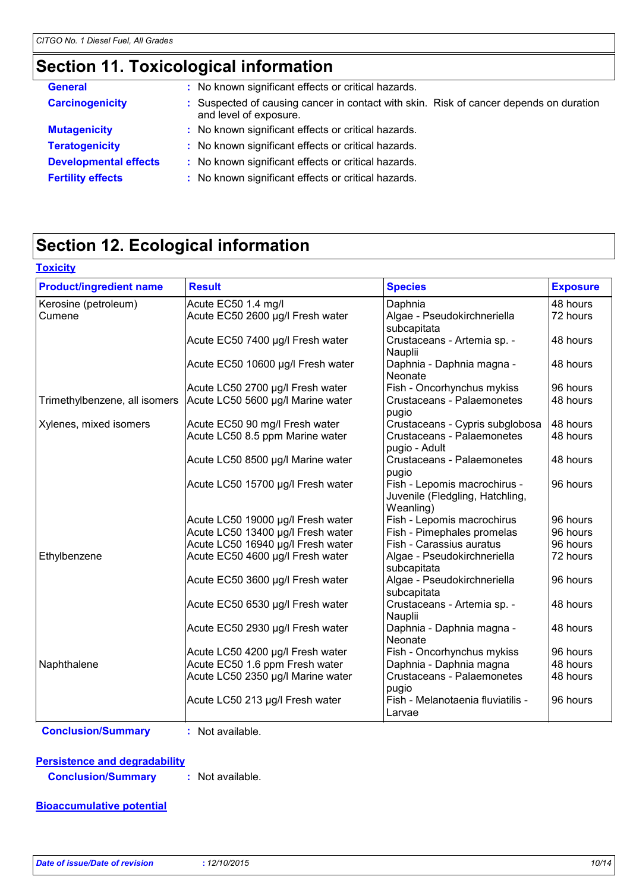# Section 11. Toxicological information

**General** : No known significant effects or critical hazards.

**Carcinogenicity** : Suspected of causing cancer in contact with skin. Risk of cancer depends on duration and level of exposure.

**Mutagenicity** : No known significant effects or critical hazards.

**Teratogenicity** : No known significant effects or critical hazards.

**Developmental effects** : No known significant effects or critical hazards.

**Fertility effects** : No known significant effects or critical hazards.

# Section 12. Ecological information

**Toxicity**

| Product/ingredient name | Result | Species | Exposure |
|---|---|---|---|
| Kerosine (petroleum) | Acute EC50 1.4 mg/l | Daphnia | 48 hours |
| Cumene | Acute EC50 2600 µg/l Fresh water | Algae - Pseudokirchneriella subcapitata | 72 hours |
| | Acute EC50 7400 µg/l Fresh water | Crustaceans - Artemia sp. - Nauplii | 48 hours |
| | Acute EC50 10600 µg/l Fresh water | Daphnia - Daphnia magna - Neonate | 48 hours |
| | Acute LC50 2700 µg/l Fresh water | Fish - Oncorhynchus mykiss | 96 hours |
| Trimethylbenzene, all isomers | Acute LC50 5600 µg/l Marine water | Crustaceans - Palaemonetes pugio | 48 hours |
| Xylenes, mixed isomers | Acute EC50 90 mg/l Fresh water | Crustaceans - Cypris subglobosa | 48 hours |
| | Acute LC50 8.5 ppm Marine water | Crustaceans - Palaemonetes pugio - Adult | 48 hours |
| | Acute LC50 8500 µg/l Marine water | Crustaceans - Palaemonetes pugio | 48 hours |
| | Acute LC50 15700 µg/l Fresh water | Fish - Lepomis macrochirus - Juvenile (Fledgling, Hatchling, Weanling) | 96 hours |
| | Acute LC50 19000 µg/l Fresh water | Fish - Lepomis macrochirus | 96 hours |
| | Acute LC50 13400 µg/l Fresh water | Fish - Pimephales promelas | 96 hours |
| | Acute LC50 16940 µg/l Fresh water | Fish - Carassius auratus | 96 hours |
| Ethylbenzene | Acute EC50 4600 µg/l Fresh water | Algae - Pseudokirchneriella subcapitata | 72 hours |
| | Acute EC50 3600 µg/l Fresh water | Algae - Pseudokirchneriella subcapitata | 96 hours |
| | Acute EC50 6530 µg/l Fresh water | Crustaceans - Artemia sp. - Nauplii | 48 hours |
| | Acute EC50 2930 µg/l Fresh water | Daphnia - Daphnia magna - Neonate | 48 hours |
| | Acute LC50 4200 µg/l Fresh water | Fish - Oncorhynchus mykiss | 96 hours |
| Naphthalene | Acute EC50 1.6 ppm Fresh water | Daphnia - Daphnia magna | 48 hours |
| | Acute LC50 2350 µg/l Marine water | Crustaceans - Palaemonetes pugio | 48 hours |
| | Acute LC50 213 µg/l Fresh water | Fish - Melanotaenia fluviatilis - Larvae | 96 hours |

**Conclusion/Summary** : Not available.

**Persistence and degradability**

**Conclusion/Summary** : Not available.

**Bioaccumulative potential**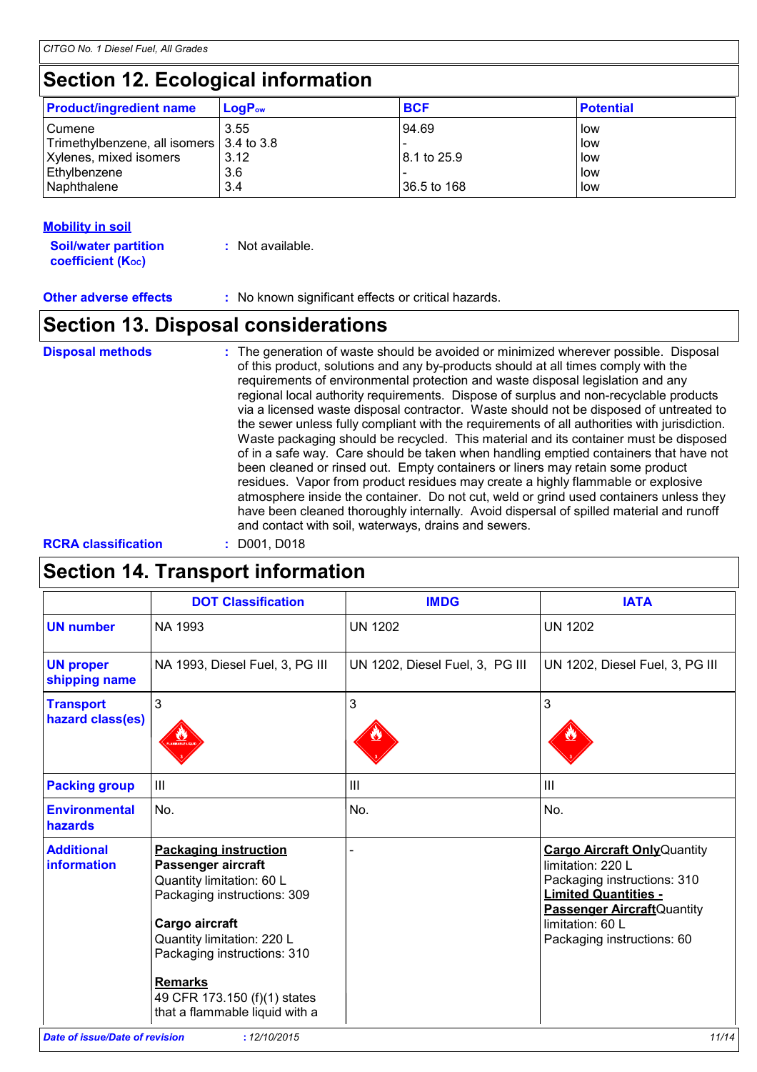## Section 12. Ecological information

| Product/ingredient name | $LogP_{ow}$ | BCF | Potential |
|---|---|---|---|
| Cumene | 3.55 | 94.69 | low |
| Trimethylbenzene, all isomers | 3.4 to 3.8 | - | low |
| Xylenes, mixed isomers | 3.12 | 8.1 to 25.9 | low |
| Ethylbenzene | 3.6 | - | low |
| Naphthalene | 3.4 | 36.5 to 168 | low |

**Mobility in soil**

**Soil/water partition coefficient ($K_{OC}$)** : Not available.

**Other adverse effects** : No known significant effects or critical hazards.

## Section 13. Disposal considerations

**Disposal methods** : The generation of waste should be avoided or minimized wherever possible. Disposal of this product, solutions and any by-products should at all times comply with the requirements of environmental protection and waste disposal legislation and any regional local authority requirements. Dispose of surplus and non-recyclable products via a licensed waste disposal contractor. Waste should not be disposed of untreated to the sewer unless fully compliant with the requirements of all authorities with jurisdiction. Waste packaging should be recycled. This material and its container must be disposed of in a safe way. Care should be taken when handling emptied containers that have not been cleaned or rinsed out. Empty containers or liners may retain some product residues. Vapor from product residues may create a highly flammable or explosive atmosphere inside the container. Do not cut, weld or grind used containers unless they have been cleaned thoroughly internally. Avoid dispersal of spilled material and runoff and contact with soil, waterways, drains and sewers.

**RCRA classification** : D001, D018

## Section 14. Transport information

| | DOT Classification | IMDG | IATA |
|---|---|---|---|
| **UN number** | NA 1993 | UN 1202 | UN 1202 |
| **UN proper shipping name** | NA 1993, Diesel Fuel, 3, PG III | UN 1202, Diesel Fuel, 3, PG III | UN 1202, Diesel Fuel, 3, PG III |
| **Transport hazard class(es)** | 3 | 3 | 3 |
| **Packing group** | III | III | III |
| **Environmental hazards** | No. | No. | No. |
| **Additional information** | **Packaging instruction** **Passenger aircraft** Quantity limitation: 60 L Packaging instructions: 309 **Cargo aircraft** Quantity limitation: 220 L Packaging instructions: 310 **Remarks** 49 CFR 173.150 (f)(1) states that a flammable liquid with a | - | **Cargo Aircraft Only** Quantity limitation: 220 L Packaging instructions: 310 **Limited Quantities - Passenger Aircraft** Quantity limitation: 60 L Packaging instructions: 60 |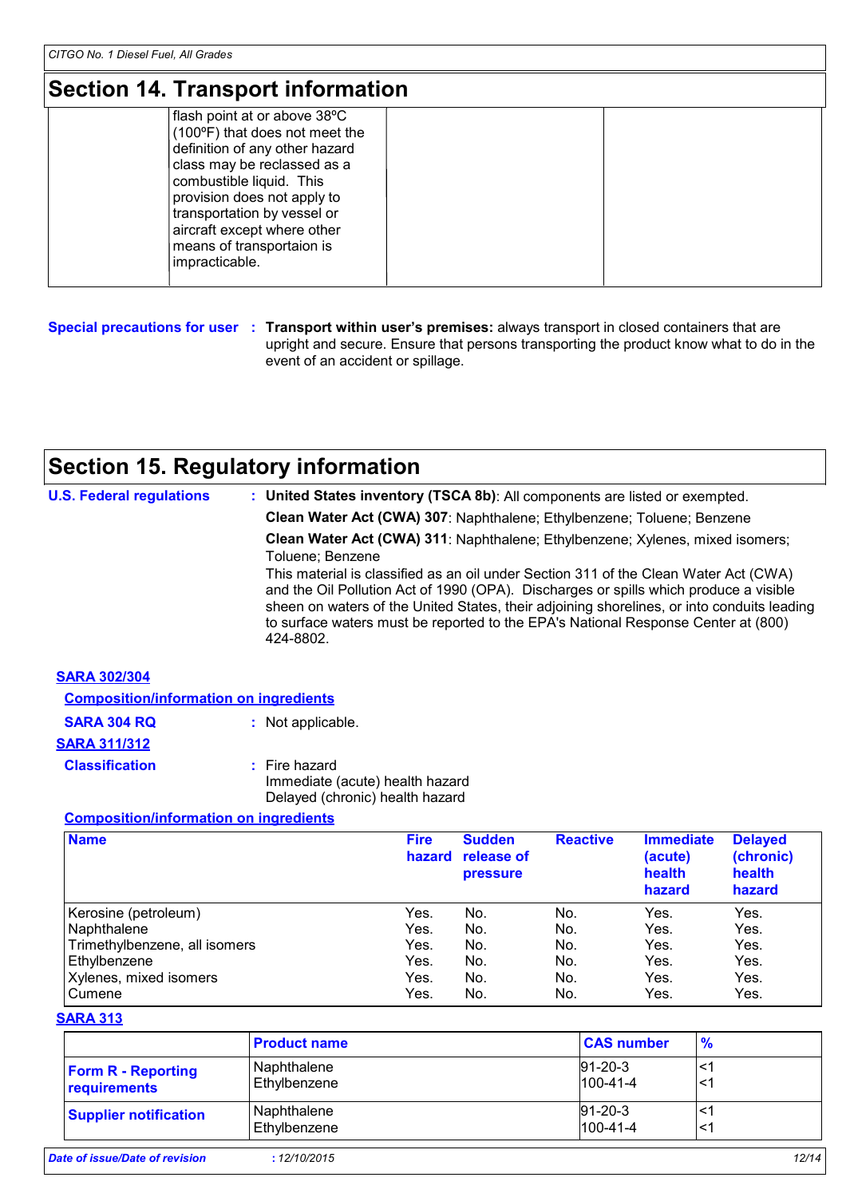## Section 14. Transport information

| | | | |
|---|---|---|---|
| | flash point at or above 38ºC (100ºF) that does not meet the definition of any other hazard class may be reclassed as a combustible liquid. This provision does not apply to transportation by vessel or aircraft except where other means of transportaion is impracticable. | | |

**Special precautions for user** : **Transport within user's premises:** always transport in closed containers that are upright and secure. Ensure that persons transporting the product know what to do in the event of an accident or spillage.

## Section 15. Regulatory information

**U.S. Federal regulations** : **United States inventory (TSCA 8b)**: All components are listed or exempted.

**Clean Water Act (CWA) 307**: Naphthalene; Ethylbenzene; Toluene; Benzene

**Clean Water Act (CWA) 311**: Naphthalene; Ethylbenzene; Xylenes, mixed isomers; Toluene; Benzene

This material is classified as an oil under Section 311 of the Clean Water Act (CWA) and the Oil Pollution Act of 1990 (OPA). Discharges or spills which produce a visible sheen on waters of the United States, their adjoining shorelines, or into conduits leading to surface waters must be reported to the EPA's National Response Center at (800) 424-8802.

**SARA 302/304**

**Composition/information on ingredients**

**SARA 304 RQ** : Not applicable.

**SARA 311/312**

**Classification** : Fire hazard
Immediate (acute) health hazard
Delayed (chronic) health hazard

**Composition/information on ingredients**

| Name | Fire hazard | Sudden release of pressure | Reactive | Immediate (acute) health hazard | Delayed (chronic) health hazard |
|---|---|---|---|---|---|
| Kerosine (petroleum) | Yes. | No. | No. | Yes. | Yes. |
| Naphthalene | Yes. | No. | No. | Yes. | Yes. |
| Trimethylbenzene, all isomers | Yes. | No. | No. | Yes. | Yes. |
| Ethylbenzene | Yes. | No. | No. | Yes. | Yes. |
| Xylenes, mixed isomers | Yes. | No. | No. | Yes. | Yes. |
| Cumene | Yes. | No. | No. | Yes. | Yes. |

**SARA 313**

| | Product name | CAS number | % |
|---|---|---|---|
| **Form R - Reporting requirements** | Naphthalene<br>Ethylbenzene | 91-20-3<br>100-41-4 | <1<br><1 |
| **Supplier notification** | Naphthalene<br>Ethylbenzene | 91-20-3<br>100-41-4 | <1<br><1 |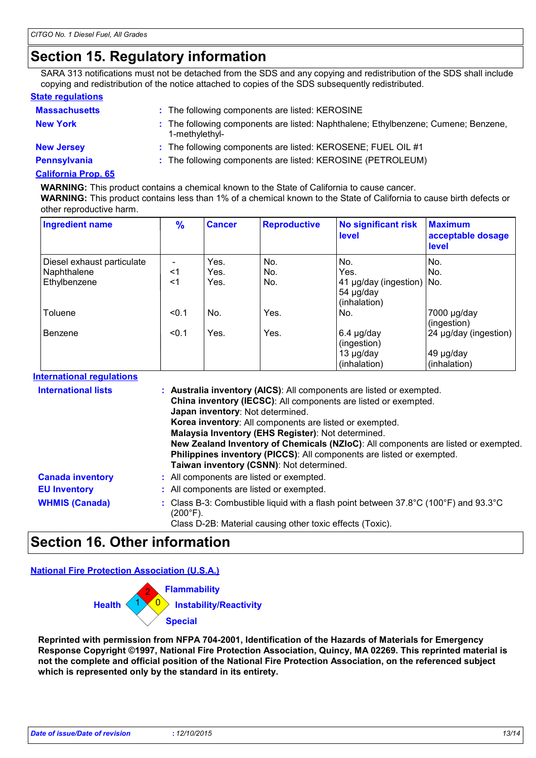# Section 15. Regulatory information

SARA 313 notifications must not be detached from the SDS and any copying and redistribution of the SDS shall include copying and redistribution of the notice attached to copies of the SDS subsequently redistributed.

**State regulations**

**Massachusetts** : The following components are listed: KEROSINE

**New York** : The following components are listed: Naphthalene; Ethylbenzene; Cumene; Benzene, 1-methylethyl-

**New Jersey** : The following components are listed: KEROSENE; FUEL OIL #1

**Pennsylvania** : The following components are listed: KEROSINE (PETROLEUM)

**California Prop. 65**

**WARNING:** This product contains a chemical known to the State of California to cause cancer.
**WARNING:** This product contains less than 1% of a chemical known to the State of California to cause birth defects or other reproductive harm.

| Ingredient name | % | Cancer | Reproductive | No significant risk level | Maximum acceptable dosage level |
|---|---|---|---|---|---|
| Diesel exhaust particulate | - | Yes. | No. | No. | No. |
| Naphthalene | <1 | Yes. | No. | Yes. | No. |
| Ethylbenzene | <1 | Yes. | No. | 41 µg/day (ingestion) 54 µg/day (inhalation) | No. |
| Toluene | <0.1 | No. | Yes. | No. | 7000 µg/day (ingestion) |
| Benzene | <0.1 | Yes. | Yes. | 6.4 µg/day (ingestion) 13 µg/day (inhalation) | 24 µg/day (ingestion) 49 µg/day (inhalation) |

**International regulations**

**International lists** :
**Australia inventory (AICS)**: All components are listed or exempted.
**China inventory (IECSC)**: All components are listed or exempted.
**Japan inventory**: Not determined.
**Korea inventory**: All components are listed or exempted.
**Malaysia Inventory (EHS Register)**: Not determined.
**New Zealand Inventory of Chemicals (NZIoC)**: All components are listed or exempted.
**Philippines inventory (PICCS)**: All components are listed or exempted.
**Taiwan inventory (CSNN)**: Not determined.

**Canada inventory** : All components are listed or exempted.

**EU Inventory** : All components are listed or exempted.

**WHMIS (Canada)** : Class B-3: Combustible liquid with a flash point between 37.8°C (100°F) and 93.3°C (200°F).
Class D-2B: Material causing other toxic effects (Toxic).

# Section 16. Other information

**National Fire Protection Association (U.S.A.)**

Flammability: 2
Health: 1
Instability/Reactivity: 0
Special

**Reprinted with permission from NFPA 704-2001, Identification of the Hazards of Materials for Emergency Response Copyright ©1997, National Fire Protection Association, Quincy, MA 02269. This reprinted material is not the complete and official position of the National Fire Protection Association, on the referenced subject which is represented only by the standard in its entirety.**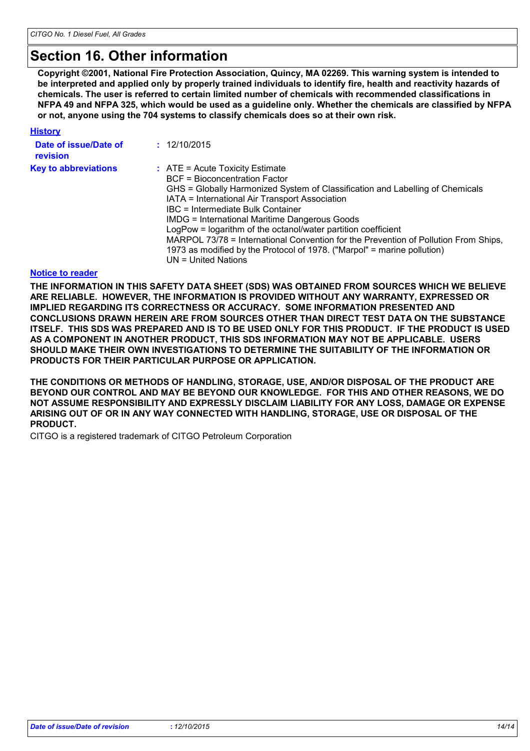# Section 16. Other information

**Copyright ©2001, National Fire Protection Association, Quincy, MA 02269. This warning system is intended to be interpreted and applied only by properly trained individuals to identify fire, health and reactivity hazards of chemicals. The user is referred to certain limited number of chemicals with recommended classifications in NFPA 49 and NFPA 325, which would be used as a guideline only. Whether the chemicals are classified by NFPA or not, anyone using the 704 systems to classify chemicals does so at their own risk.**

## History

**Date of issue/Date of revision** : 12/10/2015

**Key to abbreviations** :
ATE = Acute Toxicity Estimate
BCF = Bioconcentration Factor
GHS = Globally Harmonized System of Classification and Labelling of Chemicals
IATA = International Air Transport Association
IBC = Intermediate Bulk Container
IMDG = International Maritime Dangerous Goods
LogPow = logarithm of the octanol/water partition coefficient
MARPOL 73/78 = International Convention for the Prevention of Pollution From Ships, 1973 as modified by the Protocol of 1978. ("Marpol" = marine pollution)
UN = United Nations

## Notice to reader

**THE INFORMATION IN THIS SAFETY DATA SHEET (SDS) WAS OBTAINED FROM SOURCES WHICH WE BELIEVE ARE RELIABLE. HOWEVER, THE INFORMATION IS PROVIDED WITHOUT ANY WARRANTY, EXPRESSED OR IMPLIED REGARDING ITS CORRECTNESS OR ACCURACY. SOME INFORMATION PRESENTED AND CONCLUSIONS DRAWN HEREIN ARE FROM SOURCES OTHER THAN DIRECT TEST DATA ON THE SUBSTANCE ITSELF. THIS SDS WAS PREPARED AND IS TO BE USED ONLY FOR THIS PRODUCT. IF THE PRODUCT IS USED AS A COMPONENT IN ANOTHER PRODUCT, THIS SDS INFORMATION MAY NOT BE APPLICABLE. USERS SHOULD MAKE THEIR OWN INVESTIGATIONS TO DETERMINE THE SUITABILITY OF THE INFORMATION OR PRODUCTS FOR THEIR PARTICULAR PURPOSE OR APPLICATION.**

**THE CONDITIONS OR METHODS OF HANDLING, STORAGE, USE, AND/OR DISPOSAL OF THE PRODUCT ARE BEYOND OUR CONTROL AND MAY BE BEYOND OUR KNOWLEDGE. FOR THIS AND OTHER REASONS, WE DO NOT ASSUME RESPONSIBILITY AND EXPRESSLY DISCLAIM LIABILITY FOR ANY LOSS, DAMAGE OR EXPENSE ARISING OUT OF OR IN ANY WAY CONNECTED WITH HANDLING, STORAGE, USE OR DISPOSAL OF THE PRODUCT.**

CITGO is a registered trademark of CITGO Petroleum Corporation